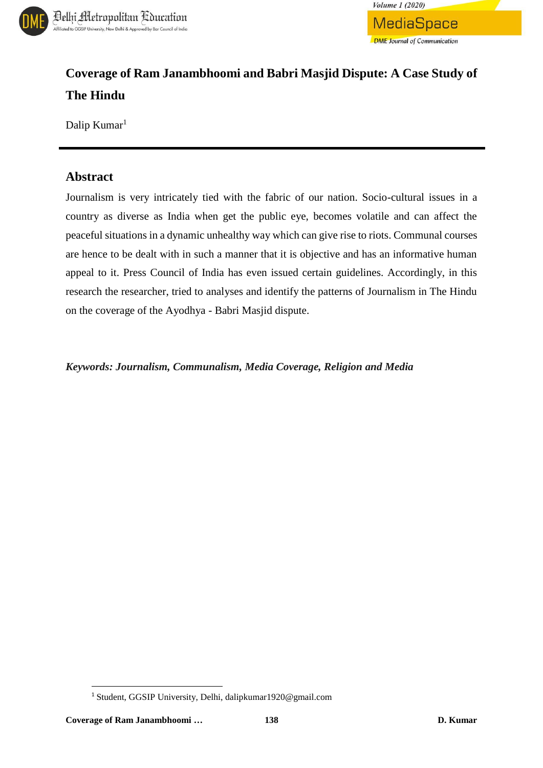# Coverage of Ram Janambhoomi and Babri Masjid Dispute: A Case Study of The Hindu

Dalip Kumar[1]

## Abstract

Journalism is very intricately tied with the fabric of our nation. Socio-cultural issues in a country as diverse as India when get the public eye, becomes volatile and can affect the peaceful situations in a dynamic unhealthy way which can give rise to riots. Communal courses are hence to be dealt with in such a manner that it is objective and has an informative human appeal to it. Press Council of India has even issued certain guidelines. Accordingly, in this research the researcher, tried to analyses and identify the patterns of Journalism in The Hindu on the coverage of the Ayodhya - Babri Masjid dispute.

***Keywords: Journalism, Communalism, Media Coverage, Religion and Media***

[1] Student, GGSIP University, Delhi, dalipkumar1920@gmail.com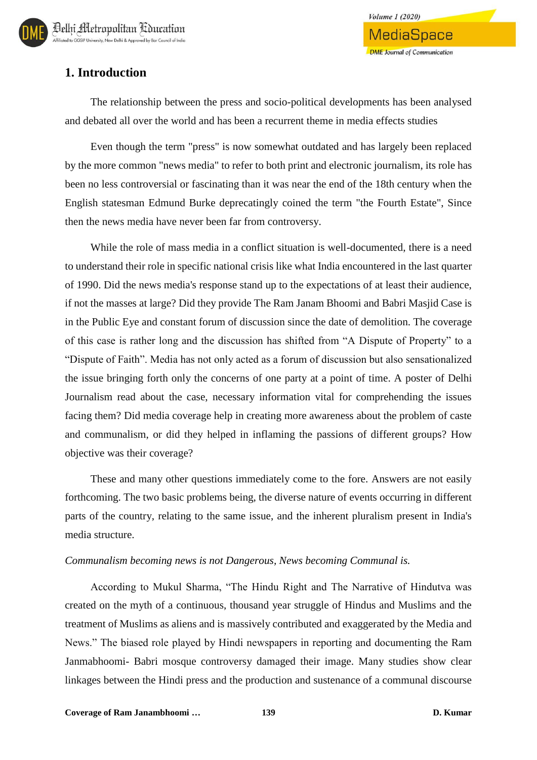## 1. Introduction

The relationship between the press and socio-political developments has been analysed and debated all over the world and has been a recurrent theme in media effects studies

Even though the term "press" is now somewhat outdated and has largely been replaced by the more common "news media" to refer to both print and electronic journalism, its role has been no less controversial or fascinating than it was near the end of the 18th century when the English statesman Edmund Burke deprecatingly coined the term "the Fourth Estate", Since then the news media have never been far from controversy.

While the role of mass media in a conflict situation is well-documented, there is a need to understand their role in specific national crisis like what India encountered in the last quarter of 1990. Did the news media's response stand up to the expectations of at least their audience, if not the masses at large? Did they provide The Ram Janam Bhoomi and Babri Masjid Case is in the Public Eye and constant forum of discussion since the date of demolition. The coverage of this case is rather long and the discussion has shifted from "A Dispute of Property" to a "Dispute of Faith". Media has not only acted as a forum of discussion but also sensationalized the issue bringing forth only the concerns of one party at a point of time. A poster of Delhi Journalism read about the case, necessary information vital for comprehending the issues facing them? Did media coverage help in creating more awareness about the problem of caste and communalism, or did they helped in inflaming the passions of different groups? How objective was their coverage?

These and many other questions immediately come to the fore. Answers are not easily forthcoming. The two basic problems being, the diverse nature of events occurring in different parts of the country, relating to the same issue, and the inherent pluralism present in India's media structure.

*Communalism becoming news is not Dangerous, News becoming Communal is.*

According to Mukul Sharma, "The Hindu Right and The Narrative of Hindutva was created on the myth of a continuous, thousand year struggle of Hindus and Muslims and the treatment of Muslims as aliens and is massively contributed and exaggerated by the Media and News." The biased role played by Hindi newspapers in reporting and documenting the Ram Janmabhoomi- Babri mosque controversy damaged their image. Many studies show clear linkages between the Hindi press and the production and sustenance of a communal discourse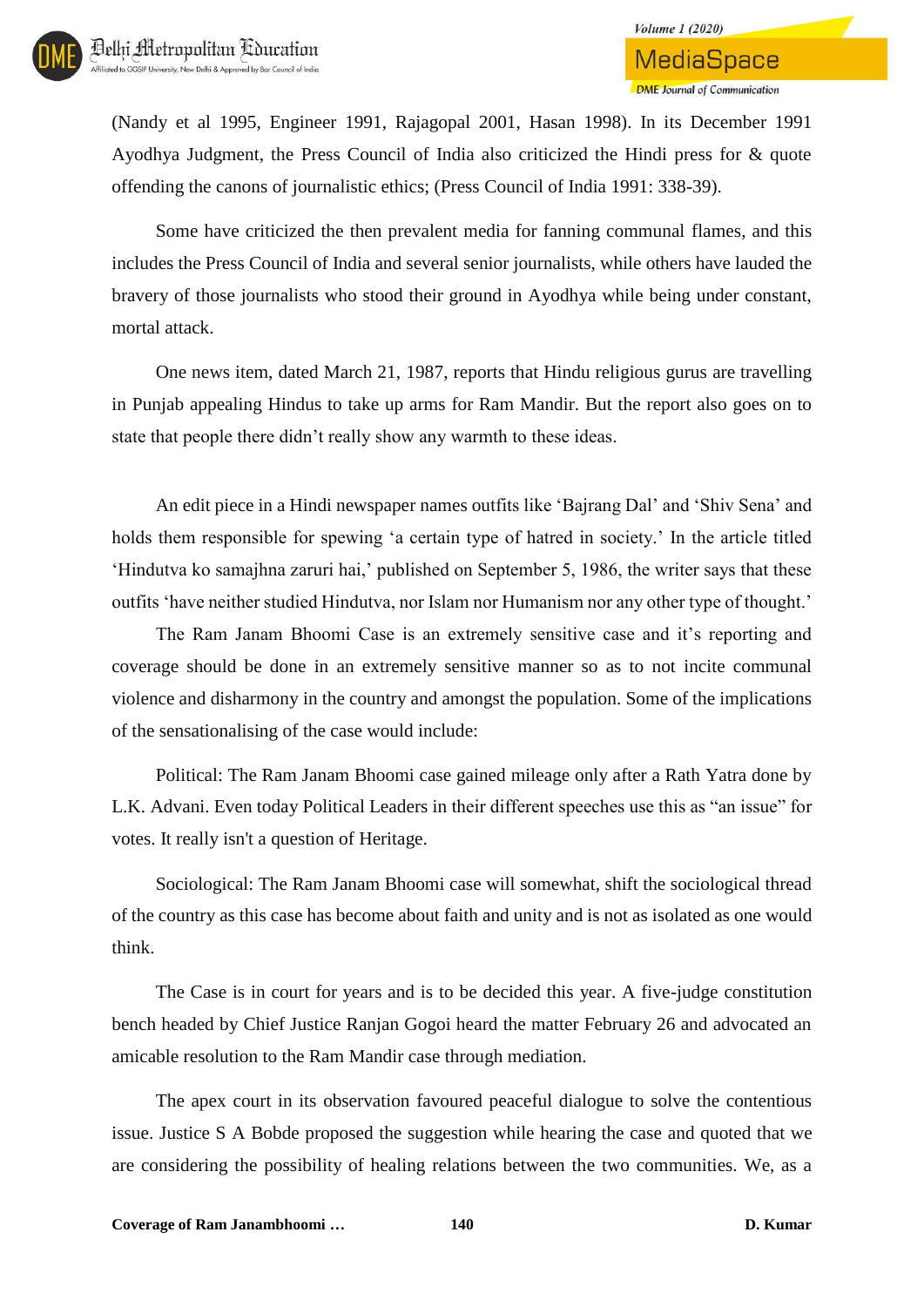(Nandy et al 1995, Engineer 1991, Rajagopal 2001, Hasan 1998). In its December 1991 Ayodhya Judgment, the Press Council of India also criticized the Hindi press for & quote offending the canons of journalistic ethics; (Press Council of India 1991: 338-39).

Some have criticized the then prevalent media for fanning communal flames, and this includes the Press Council of India and several senior journalists, while others have lauded the bravery of those journalists who stood their ground in Ayodhya while being under constant, mortal attack.

One news item, dated March 21, 1987, reports that Hindu religious gurus are travelling in Punjab appealing Hindus to take up arms for Ram Mandir. But the report also goes on to state that people there didn't really show any warmth to these ideas.

An edit piece in a Hindi newspaper names outfits like 'Bajrang Dal' and 'Shiv Sena' and holds them responsible for spewing 'a certain type of hatred in society.' In the article titled 'Hindutva ko samajhna zaruri hai,' published on September 5, 1986, the writer says that these outfits 'have neither studied Hindutva, nor Islam nor Humanism nor any other type of thought.'

The Ram Janam Bhoomi Case is an extremely sensitive case and it's reporting and coverage should be done in an extremely sensitive manner so as to not incite communal violence and disharmony in the country and amongst the population. Some of the implications of the sensationalising of the case would include:

Political: The Ram Janam Bhoomi case gained mileage only after a Rath Yatra done by L.K. Advani. Even today Political Leaders in their different speeches use this as "an issue" for votes. It really isn't a question of Heritage.

Sociological: The Ram Janam Bhoomi case will somewhat, shift the sociological thread of the country as this case has become about faith and unity and is not as isolated as one would think.

The Case is in court for years and is to be decided this year. A five-judge constitution bench headed by Chief Justice Ranjan Gogoi heard the matter February 26 and advocated an amicable resolution to the Ram Mandir case through mediation.

The apex court in its observation favoured peaceful dialogue to solve the contentious issue. Justice S A Bobde proposed the suggestion while hearing the case and quoted that we are considering the possibility of healing relations between the two communities. We, as a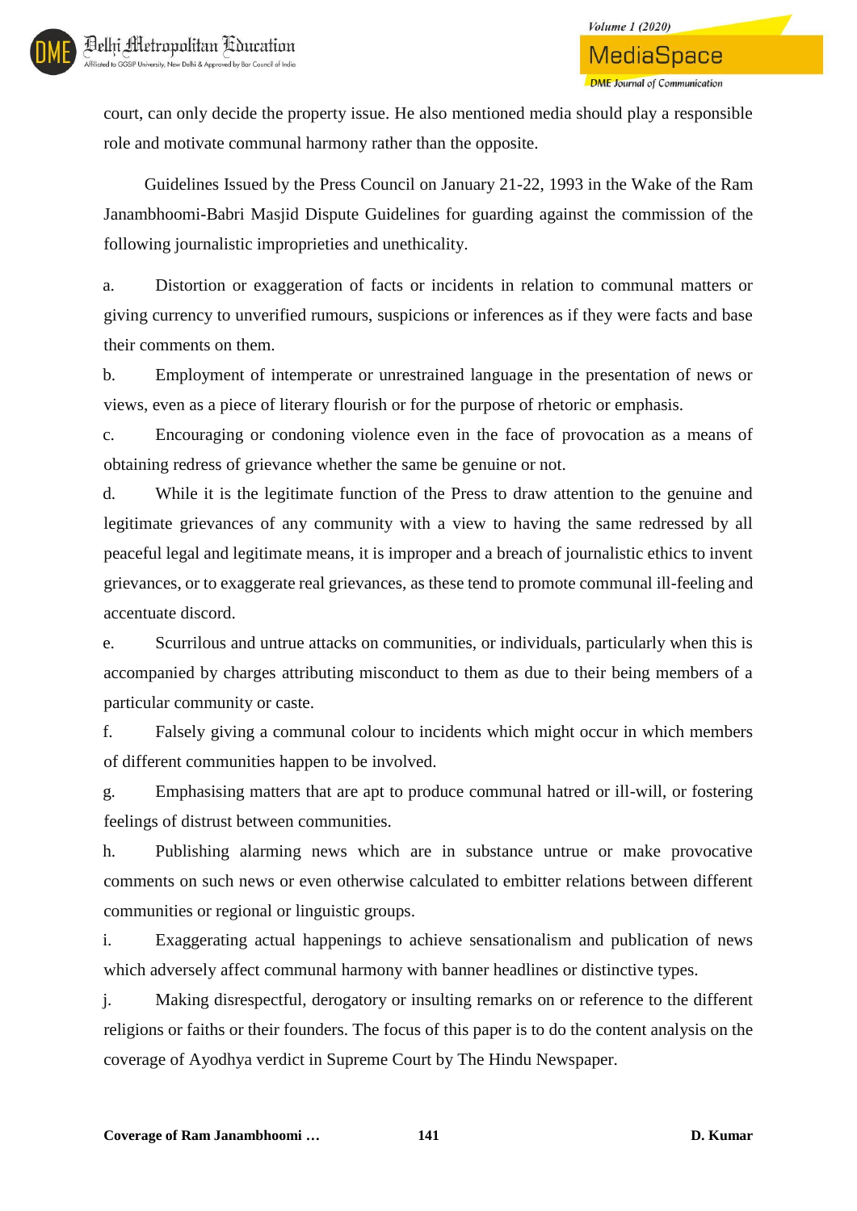court, can only decide the property issue. He also mentioned media should play a responsible role and motivate communal harmony rather than the opposite.

Guidelines Issued by the Press Council on January 21-22, 1993 in the Wake of the Ram Janambhoomi-Babri Masjid Dispute Guidelines for guarding against the commission of the following journalistic improprieties and unethicality.

a. Distortion or exaggeration of facts or incidents in relation to communal matters or giving currency to unverified rumours, suspicions or inferences as if they were facts and base their comments on them.

b. Employment of intemperate or unrestrained language in the presentation of news or views, even as a piece of literary flourish or for the purpose of rhetoric or emphasis.

c. Encouraging or condoning violence even in the face of provocation as a means of obtaining redress of grievance whether the same be genuine or not.

d. While it is the legitimate function of the Press to draw attention to the genuine and legitimate grievances of any community with a view to having the same redressed by all peaceful legal and legitimate means, it is improper and a breach of journalistic ethics to invent grievances, or to exaggerate real grievances, as these tend to promote communal ill-feeling and accentuate discord.

e. Scurrilous and untrue attacks on communities, or individuals, particularly when this is accompanied by charges attributing misconduct to them as due to their being members of a particular community or caste.

f. Falsely giving a communal colour to incidents which might occur in which members of different communities happen to be involved.

g. Emphasising matters that are apt to produce communal hatred or ill-will, or fostering feelings of distrust between communities.

h. Publishing alarming news which are in substance untrue or make provocative comments on such news or even otherwise calculated to embitter relations between different communities or regional or linguistic groups.

i. Exaggerating actual happenings to achieve sensationalism and publication of news which adversely affect communal harmony with banner headlines or distinctive types.

j. Making disrespectful, derogatory or insulting remarks on or reference to the different religions or faiths or their founders. The focus of this paper is to do the content analysis on the coverage of Ayodhya verdict in Supreme Court by The Hindu Newspaper.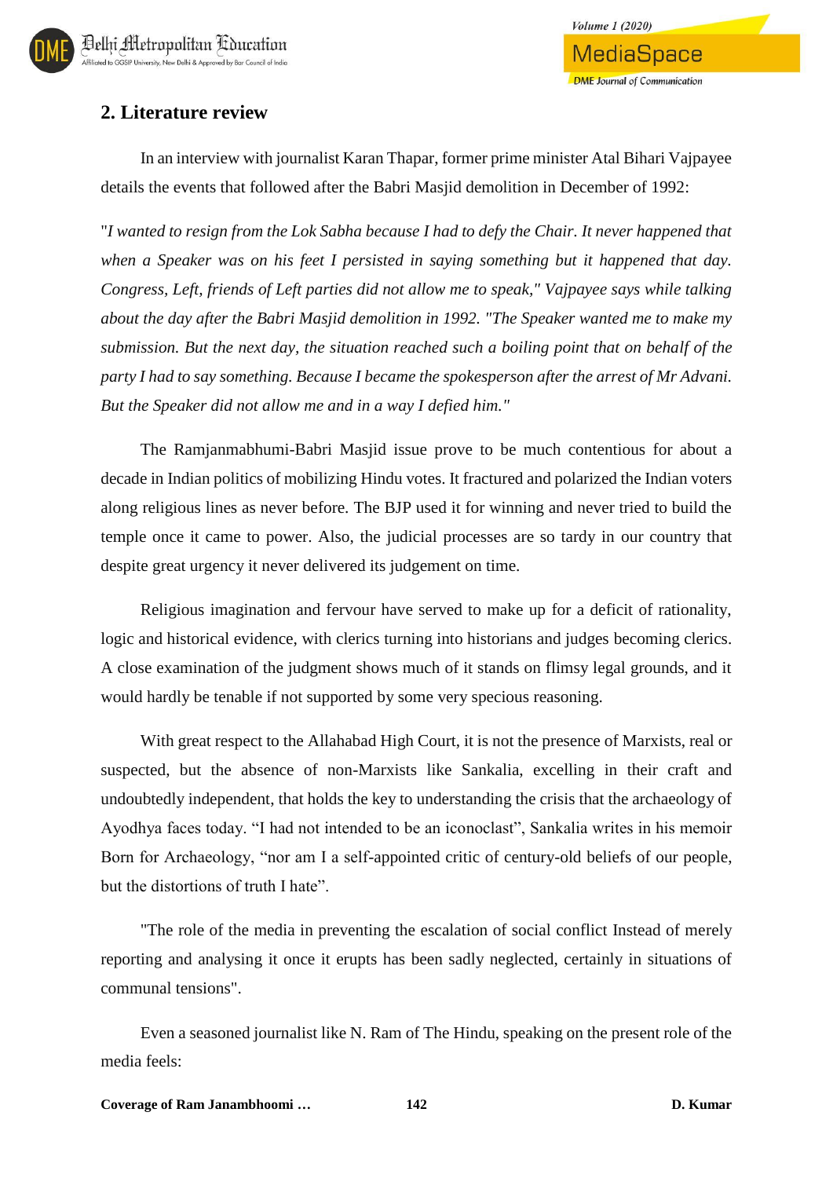## 2. Literature review

In an interview with journalist Karan Thapar, former prime minister Atal Bihari Vajpayee details the events that followed after the Babri Masjid demolition in December of 1992:

"*I wanted to resign from the Lok Sabha because I had to defy the Chair. It never happened that when a Speaker was on his feet I persisted in saying something but it happened that day. Congress, Left, friends of Left parties did not allow me to speak," Vajpayee says while talking about the day after the Babri Masjid demolition in 1992. "The Speaker wanted me to make my submission. But the next day, the situation reached such a boiling point that on behalf of the party I had to say something. Because I became the spokesperson after the arrest of Mr Advani. But the Speaker did not allow me and in a way I defied him."*

The Ramjanmabhumi-Babri Masjid issue prove to be much contentious for about a decade in Indian politics of mobilizing Hindu votes. It fractured and polarized the Indian voters along religious lines as never before. The BJP used it for winning and never tried to build the temple once it came to power. Also, the judicial processes are so tardy in our country that despite great urgency it never delivered its judgement on time.

Religious imagination and fervour have served to make up for a deficit of rationality, logic and historical evidence, with clerics turning into historians and judges becoming clerics. A close examination of the judgment shows much of it stands on flimsy legal grounds, and it would hardly be tenable if not supported by some very specious reasoning.

With great respect to the Allahabad High Court, it is not the presence of Marxists, real or suspected, but the absence of non-Marxists like Sankalia, excelling in their craft and undoubtedly independent, that holds the key to understanding the crisis that the archaeology of Ayodhya faces today. "I had not intended to be an iconoclast", Sankalia writes in his memoir Born for Archaeology, "nor am I a self-appointed critic of century-old beliefs of our people, but the distortions of truth I hate".

"The role of the media in preventing the escalation of social conflict Instead of merely reporting and analysing it once it erupts has been sadly neglected, certainly in situations of communal tensions".

Even a seasoned journalist like N. Ram of The Hindu, speaking on the present role of the media feels: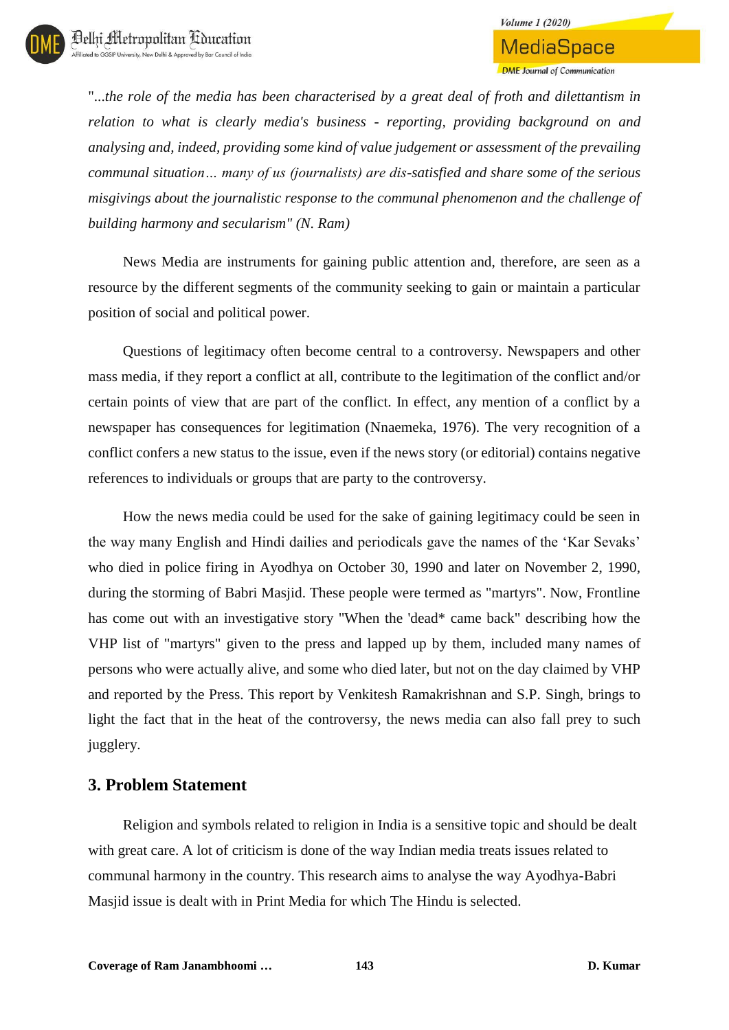"*...the role of the media has been characterised by a great deal of froth and dilettantism in relation to what is clearly media's business - reporting, providing background on and analysing and, indeed, providing some kind of value judgement or assessment of the prevailing communal situation… many of us (journalists) are dis-satisfied and share some of the serious misgivings about the journalistic response to the communal phenomenon and the challenge of building harmony and secularism" (N. Ram)*

News Media are instruments for gaining public attention and, therefore, are seen as a resource by the different segments of the community seeking to gain or maintain a particular position of social and political power.

Questions of legitimacy often become central to a controversy. Newspapers and other mass media, if they report a conflict at all, contribute to the legitimation of the conflict and/or certain points of view that are part of the conflict. In effect, any mention of a conflict by a newspaper has consequences for legitimation (Nnaemeka, 1976). The very recognition of a conflict confers a new status to the issue, even if the news story (or editorial) contains negative references to individuals or groups that are party to the controversy.

How the news media could be used for the sake of gaining legitimacy could be seen in the way many English and Hindi dailies and periodicals gave the names of the 'Kar Sevaks' who died in police firing in Ayodhya on October 30, 1990 and later on November 2, 1990, during the storming of Babri Masjid. These people were termed as "martyrs". Now, Frontline has come out with an investigative story "When the 'dead* came back" describing how the VHP list of "martyrs" given to the press and lapped up by them, included many names of persons who were actually alive, and some who died later, but not on the day claimed by VHP and reported by the Press. This report by Venkitesh Ramakrishnan and S.P. Singh, brings to light the fact that in the heat of the controversy, the news media can also fall prey to such jugglery.

## 3. Problem Statement

Religion and symbols related to religion in India is a sensitive topic and should be dealt with great care. A lot of criticism is done of the way Indian media treats issues related to communal harmony in the country. This research aims to analyse the way Ayodhya-Babri Masjid issue is dealt with in Print Media for which The Hindu is selected.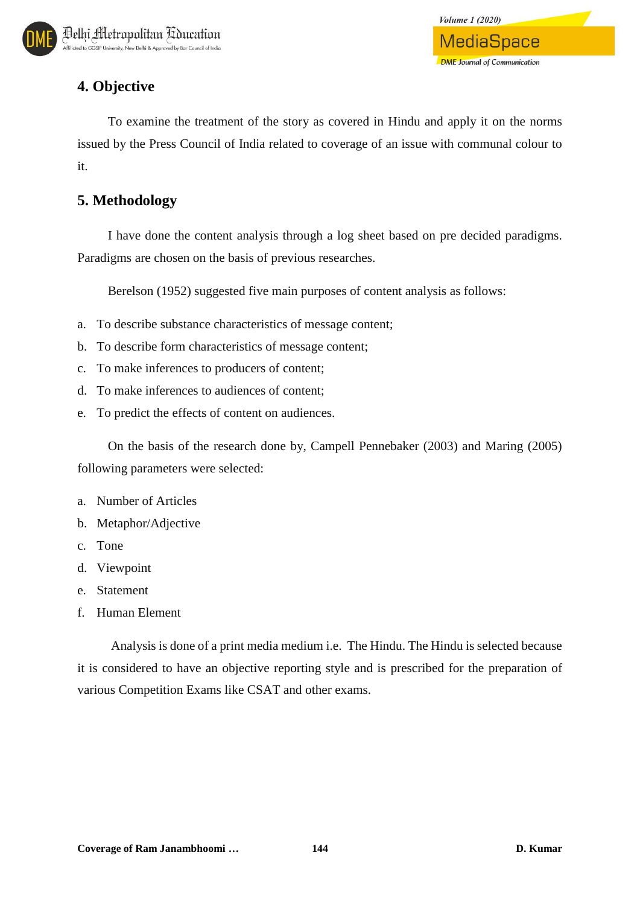## 4. Objective

To examine the treatment of the story as covered in Hindu and apply it on the norms issued by the Press Council of India related to coverage of an issue with communal colour to it.

## 5. Methodology

I have done the content analysis through a log sheet based on pre decided paradigms. Paradigms are chosen on the basis of previous researches.

Berelson (1952) suggested five main purposes of content analysis as follows:

a. To describe substance characteristics of message content;
b. To describe form characteristics of message content;
c. To make inferences to producers of content;
d. To make inferences to audiences of content;
e. To predict the effects of content on audiences.

On the basis of the research done by, Campell Pennebaker (2003) and Maring (2005) following parameters were selected:

a. Number of Articles
b. Metaphor/Adjective
c. Tone
d. Viewpoint
e. Statement
f. Human Element

Analysis is done of a print media medium i.e. The Hindu. The Hindu is selected because it is considered to have an objective reporting style and is prescribed for the preparation of various Competition Exams like CSAT and other exams.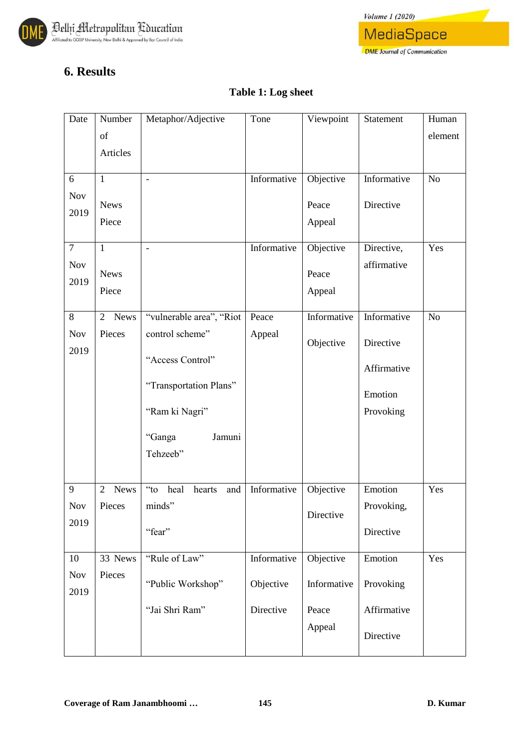## 6. Results

**Table 1: Log sheet**

| Date | Number of Articles | Metaphor/Adjective | Tone | Viewpoint | Statement | Human element |
|---|---|---|---|---|---|---|
| 6 Nov 2019 | 1 News Piece | - | Informative | Objective Peace Appeal | Informative Directive | No |
| 7 Nov 2019 | 1 News Piece | - | Informative | Objective Peace Appeal | Directive, affirmative | Yes |
| 8 Nov 2019 | 2 News Pieces | "vulnerable area", "Riot control scheme" "Access Control" "Transportation Plans" "Ram ki Nagri" "Ganga Jamuni Tehzeeb" | Peace Appeal | Informative Objective | Informative Directive Affirmative Emotion Provoking | No |
| 9 Nov 2019 | 2 News Pieces | "to heal hearts and minds" "fear" | Informative | Objective Directive | Emotion Provoking, Directive | Yes |
| 10 Nov 2019 | 33 News Pieces | "Rule of Law" "Public Workshop" "Jai Shri Ram" | Informative Objective Directive | Objective Informative Peace Appeal | Emotion Provoking Affirmative Directive | Yes |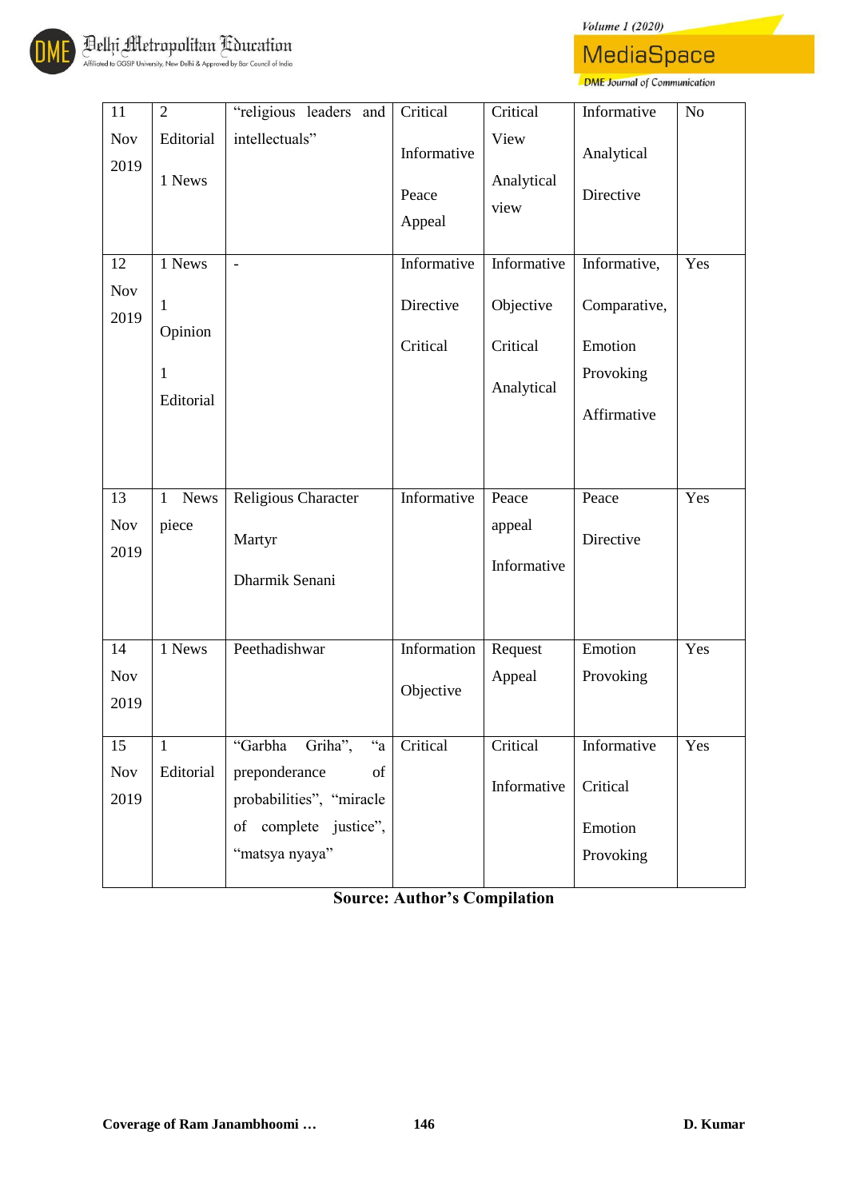| 11 Nov 2019 | 2 Editorial 1 News | "religious leaders and intellectuals" | Critical Informative Peace Appeal | Critical View Analytical view | Informative Analytical Directive | No |
|---|---|---|---|---|---|---|
| 12 Nov 2019 | 1 News 1 Opinion 1 Editorial | - | Informative Directive Critical | Informative Objective Critical Analytical | Informative, Comparative, Emotion Provoking Affirmative | Yes |
| 13 Nov 2019 | 1 News piece | Religious Character Martyr Dharmik Senani | Informative | Peace appeal Informative | Peace Directive | Yes |
| 14 Nov 2019 | 1 News | Peethadishwar | Information Objective | Request Appeal | Emotion Provoking | Yes |
| 15 Nov 2019 | 1 Editorial | "Garbha Griha", "a preponderance of probabilities", "miracle of complete justice", "matsya nyaya" | Critical | Critical Informative | Informative Critical Emotion Provoking | Yes |

**Source: Author's Compilation**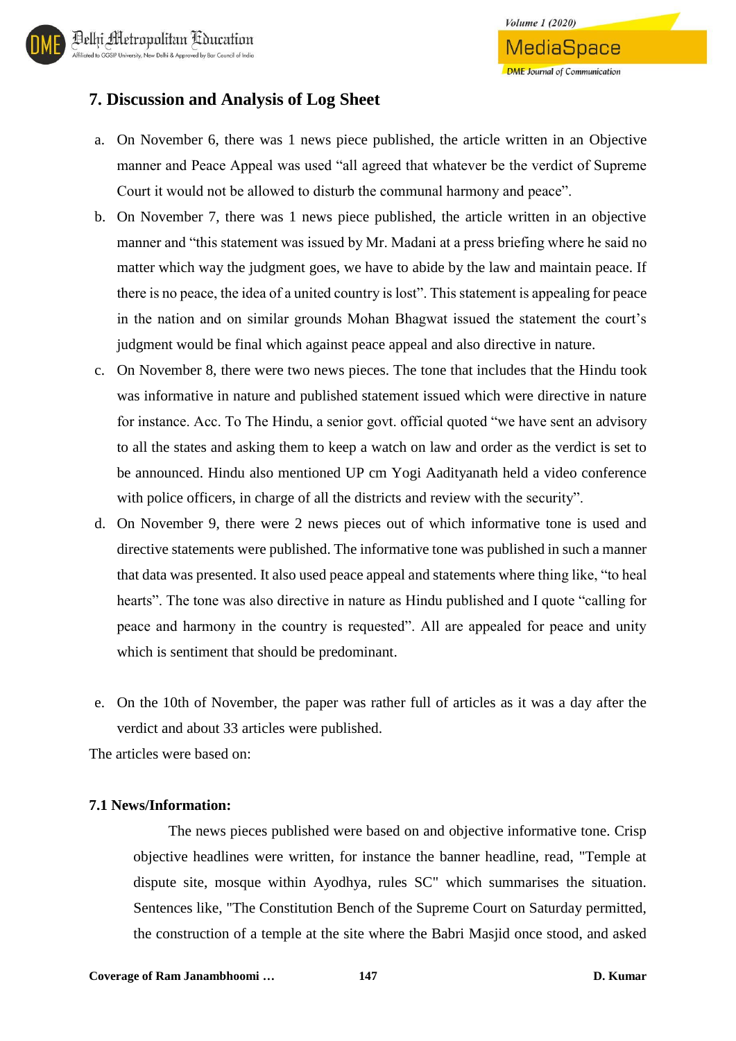## 7. Discussion and Analysis of Log Sheet

a. On November 6, there was 1 news piece published, the article written in an Objective manner and Peace Appeal was used "all agreed that whatever be the verdict of Supreme Court it would not be allowed to disturb the communal harmony and peace".

b. On November 7, there was 1 news piece published, the article written in an objective manner and "this statement was issued by Mr. Madani at a press briefing where he said no matter which way the judgment goes, we have to abide by the law and maintain peace. If there is no peace, the idea of a united country is lost". This statement is appealing for peace in the nation and on similar grounds Mohan Bhagwat issued the statement the court's judgment would be final which against peace appeal and also directive in nature.

c. On November 8, there were two news pieces. The tone that includes that the Hindu took was informative in nature and published statement issued which were directive in nature for instance. Acc. To The Hindu, a senior govt. official quoted "we have sent an advisory to all the states and asking them to keep a watch on law and order as the verdict is set to be announced. Hindu also mentioned UP cm Yogi Aadityanath held a video conference with police officers, in charge of all the districts and review with the security".

d. On November 9, there were 2 news pieces out of which informative tone is used and directive statements were published. The informative tone was published in such a manner that data was presented. It also used peace appeal and statements where thing like, "to heal hearts". The tone was also directive in nature as Hindu published and I quote "calling for peace and harmony in the country is requested". All are appealed for peace and unity which is sentiment that should be predominant.

e. On the 10th of November, the paper was rather full of articles as it was a day after the verdict and about 33 articles were published.

The articles were based on:

### 7.1 News/Information:

The news pieces published were based on and objective informative tone. Crisp objective headlines were written, for instance the banner headline, read, "Temple at dispute site, mosque within Ayodhya, rules SC" which summarises the situation. Sentences like, "The Constitution Bench of the Supreme Court on Saturday permitted, the construction of a temple at the site where the Babri Masjid once stood, and asked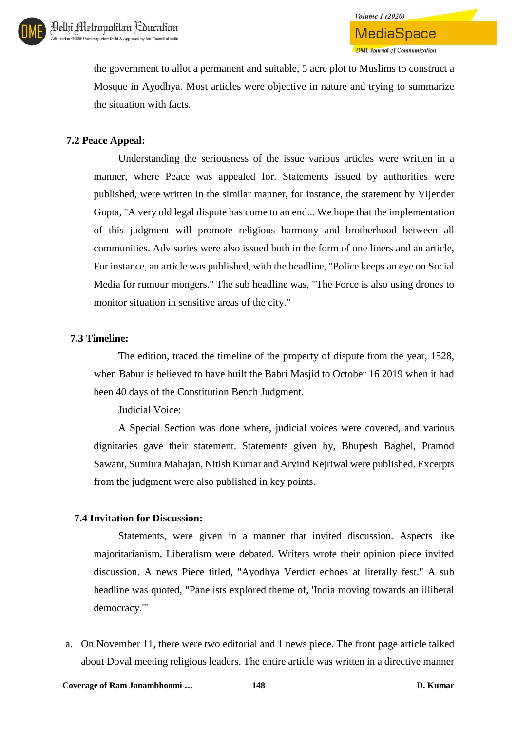the government to allot a permanent and suitable, 5 acre plot to Muslims to construct a Mosque in Ayodhya. Most articles were objective in nature and trying to summarize the situation with facts.

### 7.2 Peace Appeal:

Understanding the seriousness of the issue various articles were written in a manner, where Peace was appealed for. Statements issued by authorities were published, were written in the similar manner, for instance, the statement by Vijender Gupta, "A very old legal dispute has come to an end... We hope that the implementation of this judgment will promote religious harmony and brotherhood between all communities. Advisories were also issued both in the form of one liners and an article, For instance, an article was published, with the headline, "Police keeps an eye on Social Media for rumour mongers." The sub headline was, "The Force is also using drones to monitor situation in sensitive areas of the city."

### 7.3 Timeline:

The edition, traced the timeline of the property of dispute from the year, 1528, when Babur is believed to have built the Babri Masjid to October 16 2019 when it had been 40 days of the Constitution Bench Judgment.

Judicial Voice:

A Special Section was done where, judicial voices were covered, and various dignitaries gave their statement. Statements given by, Bhupesh Baghel, Pramod Sawant, Sumitra Mahajan, Nitish Kumar and Arvind Kejriwal were published. Excerpts from the judgment were also published in key points.

### 7.4 Invitation for Discussion:

Statements, were given in a manner that invited discussion. Aspects like majoritarianism, Liberalism were debated. Writers wrote their opinion piece invited discussion. A news Piece titled, "Ayodhya Verdict echoes at literally fest." A sub headline was quoted, "Panelists explored theme of, 'India moving towards an illiberal democracy.'"

a. On November 11, there were two editorial and 1 news piece. The front page article talked about Doval meeting religious leaders. The entire article was written in a directive manner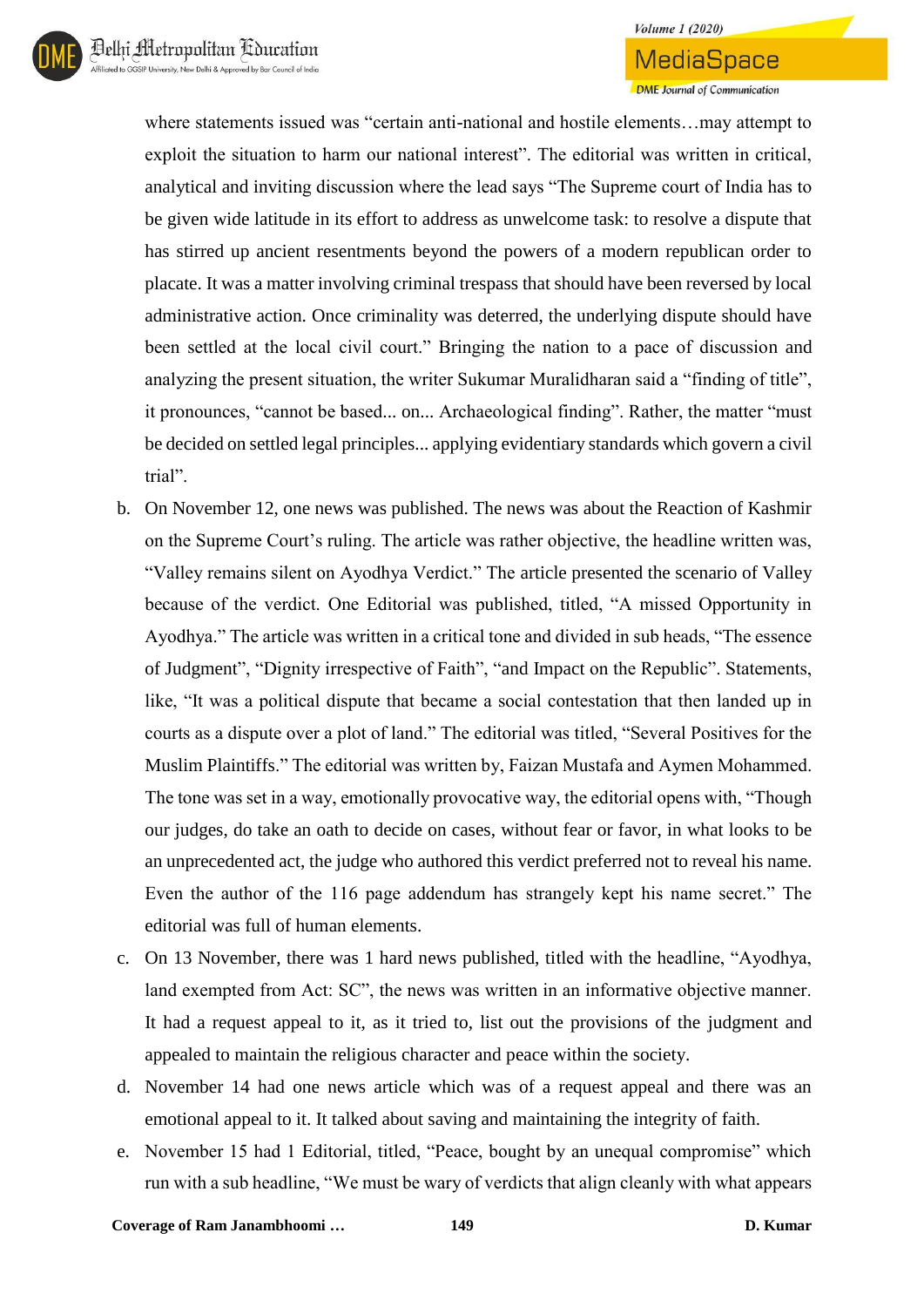where statements issued was "certain anti-national and hostile elements…may attempt to exploit the situation to harm our national interest". The editorial was written in critical, analytical and inviting discussion where the lead says "The Supreme court of India has to be given wide latitude in its effort to address as unwelcome task: to resolve a dispute that has stirred up ancient resentments beyond the powers of a modern republican order to placate. It was a matter involving criminal trespass that should have been reversed by local administrative action. Once criminality was deterred, the underlying dispute should have been settled at the local civil court." Bringing the nation to a pace of discussion and analyzing the present situation, the writer Sukumar Muralidharan said a "finding of title", it pronounces, "cannot be based... on... Archaeological finding". Rather, the matter "must be decided on settled legal principles... applying evidentiary standards which govern a civil trial".

b. On November 12, one news was published. The news was about the Reaction of Kashmir on the Supreme Court's ruling. The article was rather objective, the headline written was, "Valley remains silent on Ayodhya Verdict." The article presented the scenario of Valley because of the verdict. One Editorial was published, titled, "A missed Opportunity in Ayodhya." The article was written in a critical tone and divided in sub heads, "The essence of Judgment", "Dignity irrespective of Faith", "and Impact on the Republic". Statements, like, "It was a political dispute that became a social contestation that then landed up in courts as a dispute over a plot of land." The editorial was titled, "Several Positives for the Muslim Plaintiffs." The editorial was written by, Faizan Mustafa and Aymen Mohammed. The tone was set in a way, emotionally provocative way, the editorial opens with, "Though our judges, do take an oath to decide on cases, without fear or favor, in what looks to be an unprecedented act, the judge who authored this verdict preferred not to reveal his name. Even the author of the 116 page addendum has strangely kept his name secret." The editorial was full of human elements.

c. On 13 November, there was 1 hard news published, titled with the headline, "Ayodhya, land exempted from Act: SC", the news was written in an informative objective manner. It had a request appeal to it, as it tried to, list out the provisions of the judgment and appealed to maintain the religious character and peace within the society.

d. November 14 had one news article which was of a request appeal and there was an emotional appeal to it. It talked about saving and maintaining the integrity of faith.

e. November 15 had 1 Editorial, titled, "Peace, bought by an unequal compromise" which run with a sub headline, "We must be wary of verdicts that align cleanly with what appears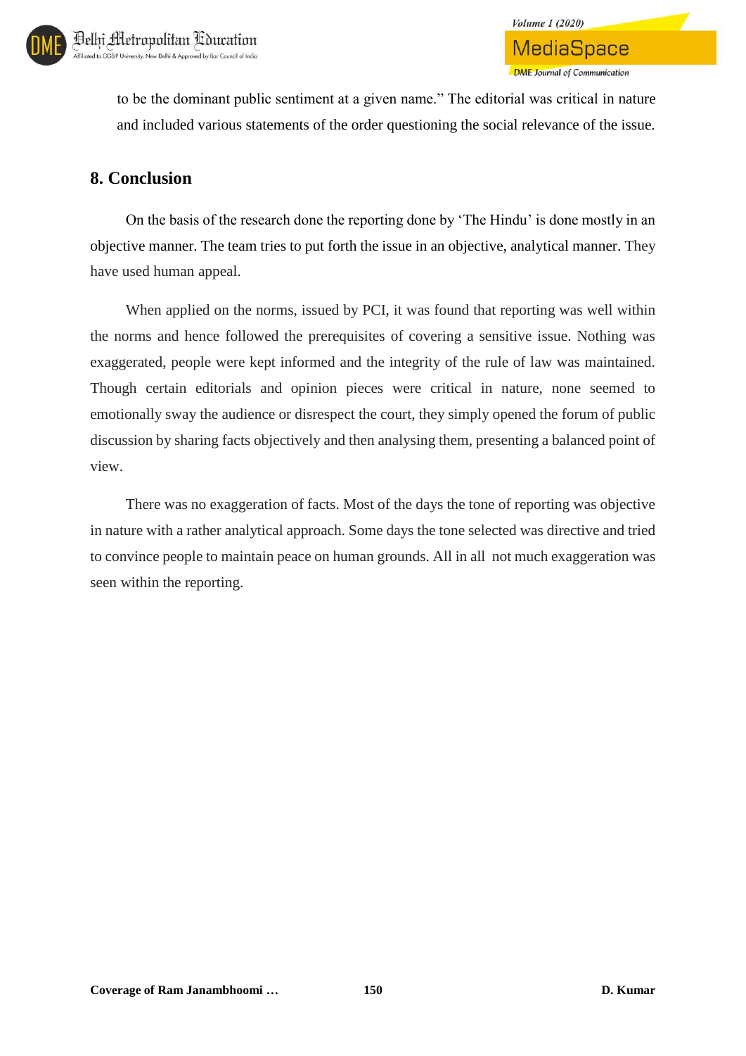to be the dominant public sentiment at a given name." The editorial was critical in nature and included various statements of the order questioning the social relevance of the issue.

## 8. Conclusion

On the basis of the research done the reporting done by 'The Hindu' is done mostly in an objective manner. The team tries to put forth the issue in an objective, analytical manner. They have used human appeal.

When applied on the norms, issued by PCI, it was found that reporting was well within the norms and hence followed the prerequisites of covering a sensitive issue. Nothing was exaggerated, people were kept informed and the integrity of the rule of law was maintained. Though certain editorials and opinion pieces were critical in nature, none seemed to emotionally sway the audience or disrespect the court, they simply opened the forum of public discussion by sharing facts objectively and then analysing them, presenting a balanced point of view.

There was no exaggeration of facts. Most of the days the tone of reporting was objective in nature with a rather analytical approach. Some days the tone selected was directive and tried to convince people to maintain peace on human grounds. All in all not much exaggeration was seen within the reporting.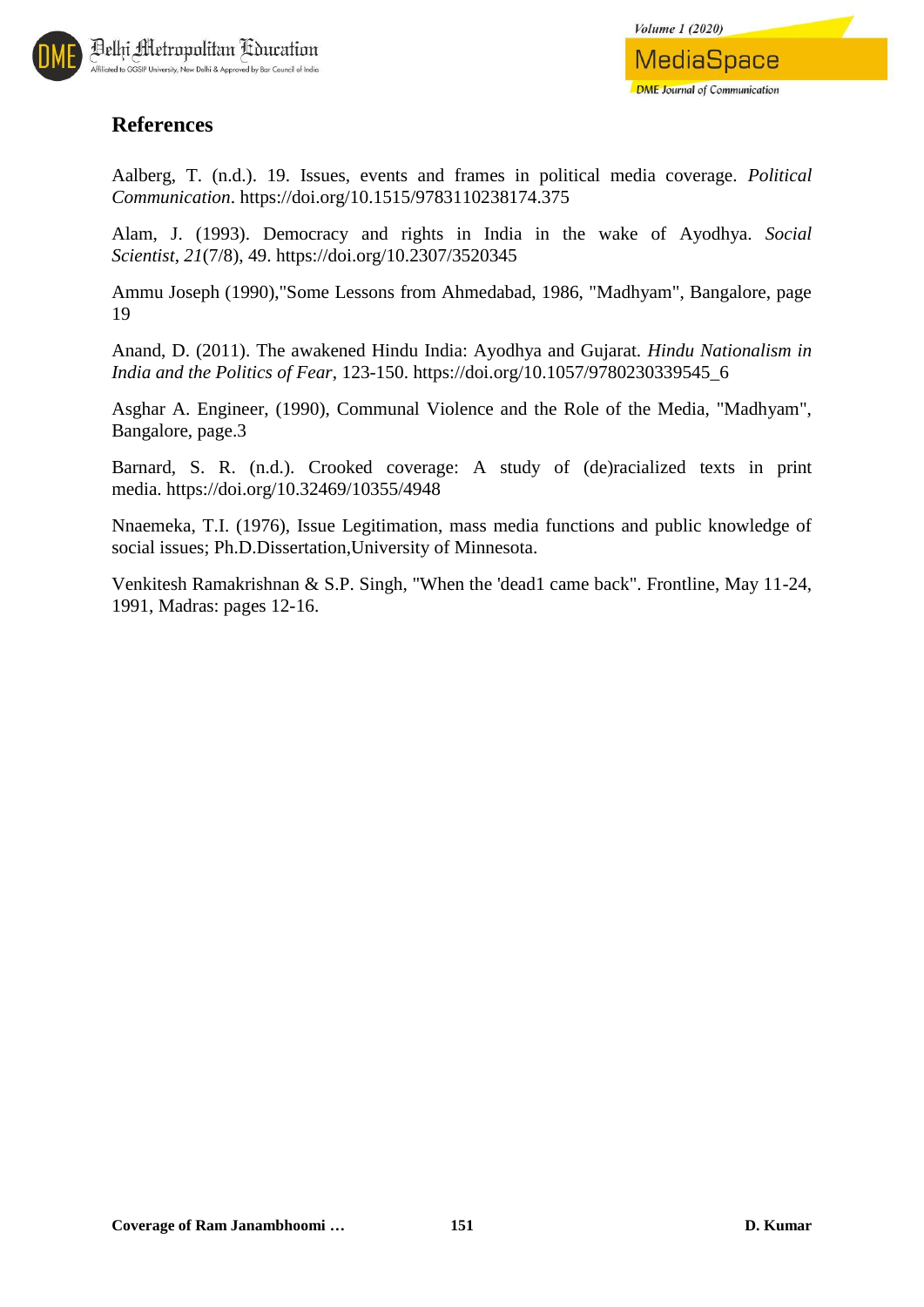## References

Aalberg, T. (n.d.). 19. Issues, events and frames in political media coverage. *Political Communication*. https://doi.org/10.1515/9783110238174.375

Alam, J. (1993). Democracy and rights in India in the wake of Ayodhya. *Social Scientist*, *21*(7/8), 49. https://doi.org/10.2307/3520345

Ammu Joseph (1990),"Some Lessons from Ahmedabad, 1986, "Madhyam", Bangalore, page 19

Anand, D. (2011). The awakened Hindu India: Ayodhya and Gujarat. *Hindu Nationalism in India and the Politics of Fear*, 123-150. https://doi.org/10.1057/9780230339545_6

Asghar A. Engineer, (1990), Communal Violence and the Role of the Media, "Madhyam", Bangalore, page.3

Barnard, S. R. (n.d.). Crooked coverage: A study of (de)racialized texts in print media. https://doi.org/10.32469/10355/4948

Nnaemeka, T.I. (1976), Issue Legitimation, mass media functions and public knowledge of social issues; Ph.D.Dissertation,University of Minnesota.

Venkitesh Ramakrishnan & S.P. Singh, "When the 'dead1 came back". Frontline, May 11-24, 1991, Madras: pages 12-16.